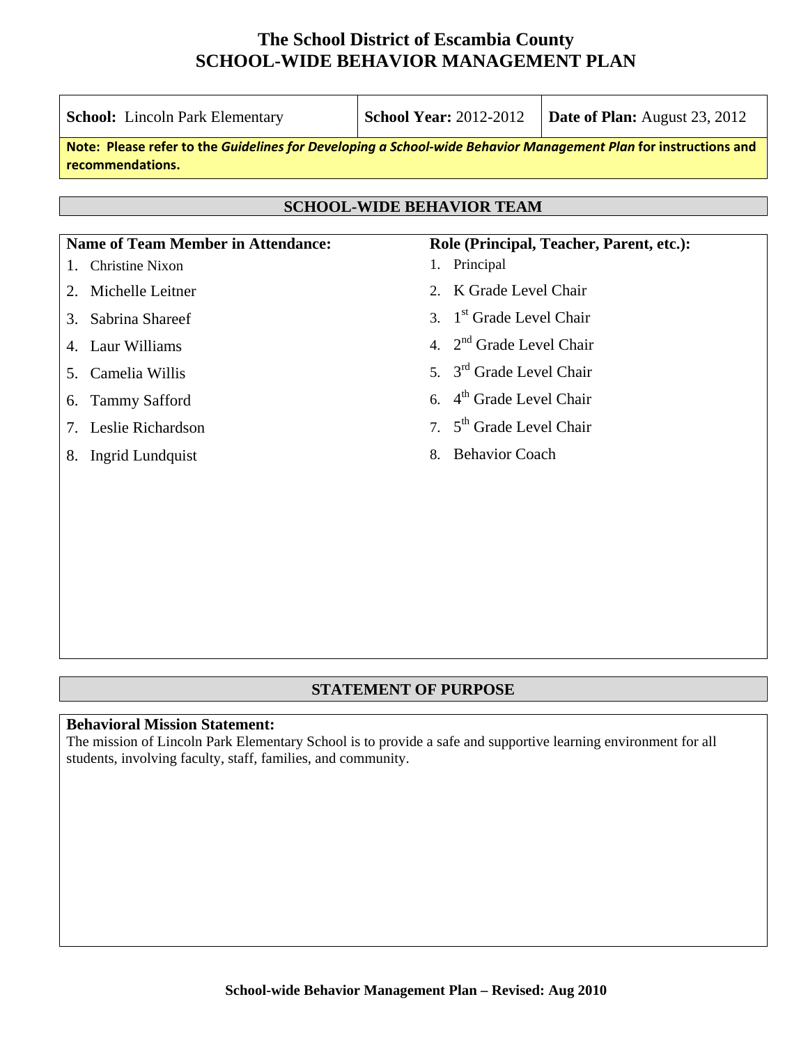# The School District of Escambia County
# SCHOOL-WIDE BEHAVIOR MANAGEMENT PLAN

| **School:** Lincoln Park Elementary | **School Year:** 2012-2012 | **Date of Plan:** August 23, 2012 |
|---|---|---|

**Note: Please refer to the *Guidelines for Developing a School-wide Behavior Management Plan* for instructions and recommendations.**

## SCHOOL-WIDE BEHAVIOR TEAM

| Name of Team Member in Attendance: | Role (Principal, Teacher, Parent, etc.): |
|---|---|
| 1. Christine Nixon | 1. Principal |
| 2. Michelle Leitner | 2. K Grade Level Chair |
| 3. Sabrina Shareef | 3. 1st Grade Level Chair |
| 4. Laur Williams | 4. 2nd Grade Level Chair |
| 5. Camelia Willis | 5. 3rd Grade Level Chair |
| 6. Tammy Safford | 6. 4th Grade Level Chair |
| 7. Leslie Richardson | 7. 5th Grade Level Chair |
| 8. Ingrid Lundquist | 8. Behavior Coach |

## STATEMENT OF PURPOSE

**Behavioral Mission Statement:**
The mission of Lincoln Park Elementary School is to provide a safe and supportive learning environment for all students, involving faculty, staff, families, and community.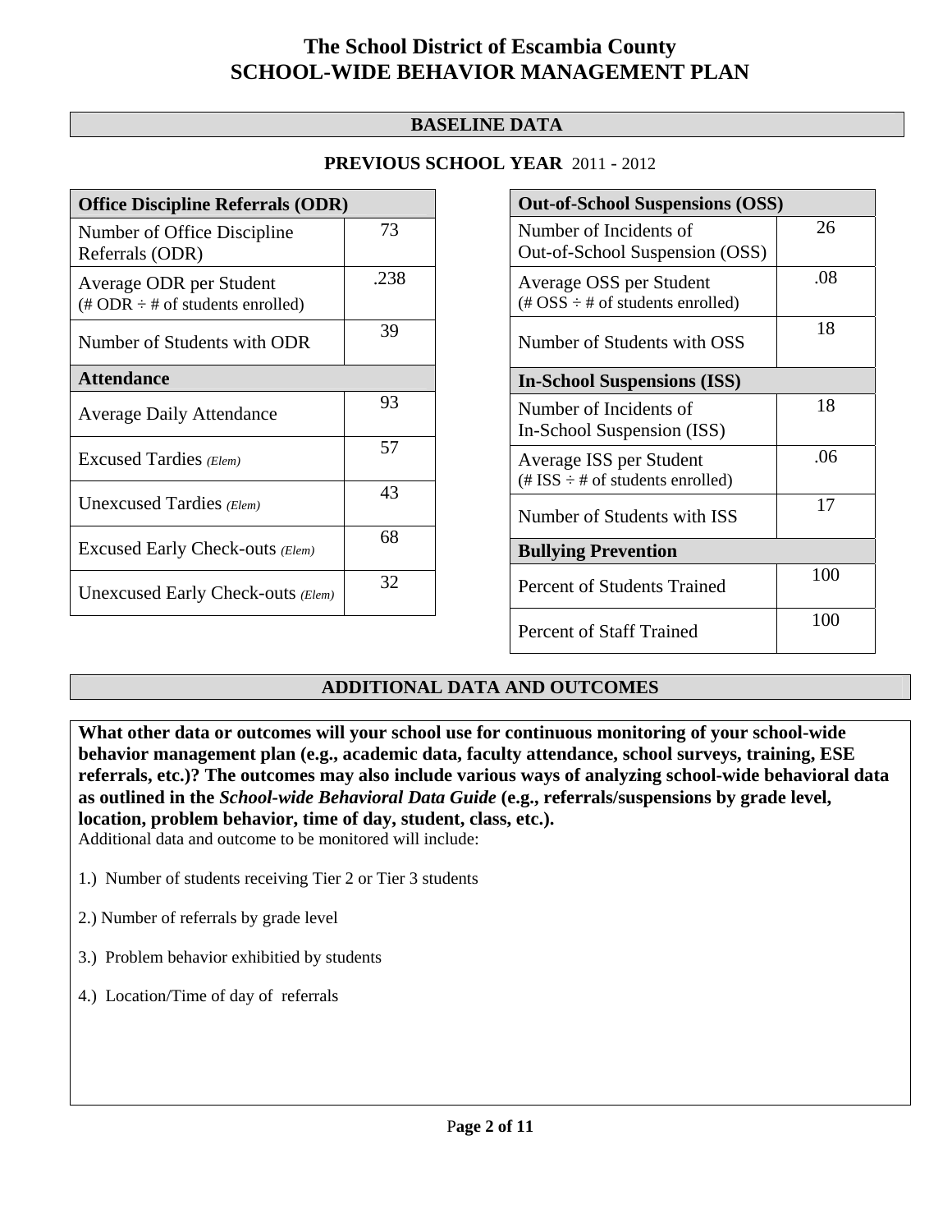# The School District of Escambia County
# SCHOOL-WIDE BEHAVIOR MANAGEMENT PLAN

## BASELINE DATA

**PREVIOUS SCHOOL YEAR** 2011 - 2012

| **Office Discipline Referrals (ODR)** | |
|---|---|
| Number of Office Discipline Referrals (ODR) | 73 |
| Average ODR per Student (# ODR ÷ # of students enrolled) | .238 |
| Number of Students with ODR | 39 |
| **Attendance** | |
| Average Daily Attendance | 93 |
| Excused Tardies *(Elem)* | 57 |
| Unexcused Tardies *(Elem)* | 43 |
| Excused Early Check-outs *(Elem)* | 68 |
| Unexcused Early Check-outs *(Elem)* | 32 |

| **Out-of-School Suspensions (OSS)** | |
|---|---|
| Number of Incidents of Out-of-School Suspension (OSS) | 26 |
| Average OSS per Student (# OSS ÷ # of students enrolled) | .08 |
| Number of Students with OSS | 18 |
| **In-School Suspensions (ISS)** | |
| Number of Incidents of In-School Suspension (ISS) | 18 |
| Average ISS per Student (# ISS ÷ # of students enrolled) | .06 |
| Number of Students with ISS | 17 |
| **Bullying Prevention** | |
| Percent of Students Trained | 100 |
| Percent of Staff Trained | 100 |

## ADDITIONAL DATA AND OUTCOMES

**What other data or outcomes will your school use for continuous monitoring of your school-wide behavior management plan (e.g., academic data, faculty attendance, school surveys, training, ESE referrals, etc.)? The outcomes may also include various ways of analyzing school-wide behavioral data as outlined in the *School-wide Behavioral Data Guide* (e.g., referrals/suspensions by grade level, location, problem behavior, time of day, student, class, etc.).**

Additional data and outcome to be monitored will include:

1.) Number of students receiving Tier 2 or Tier 3 students

2.) Number of referrals by grade level

3.) Problem behavior exhibitied by students

4.) Location/Time of day of referrals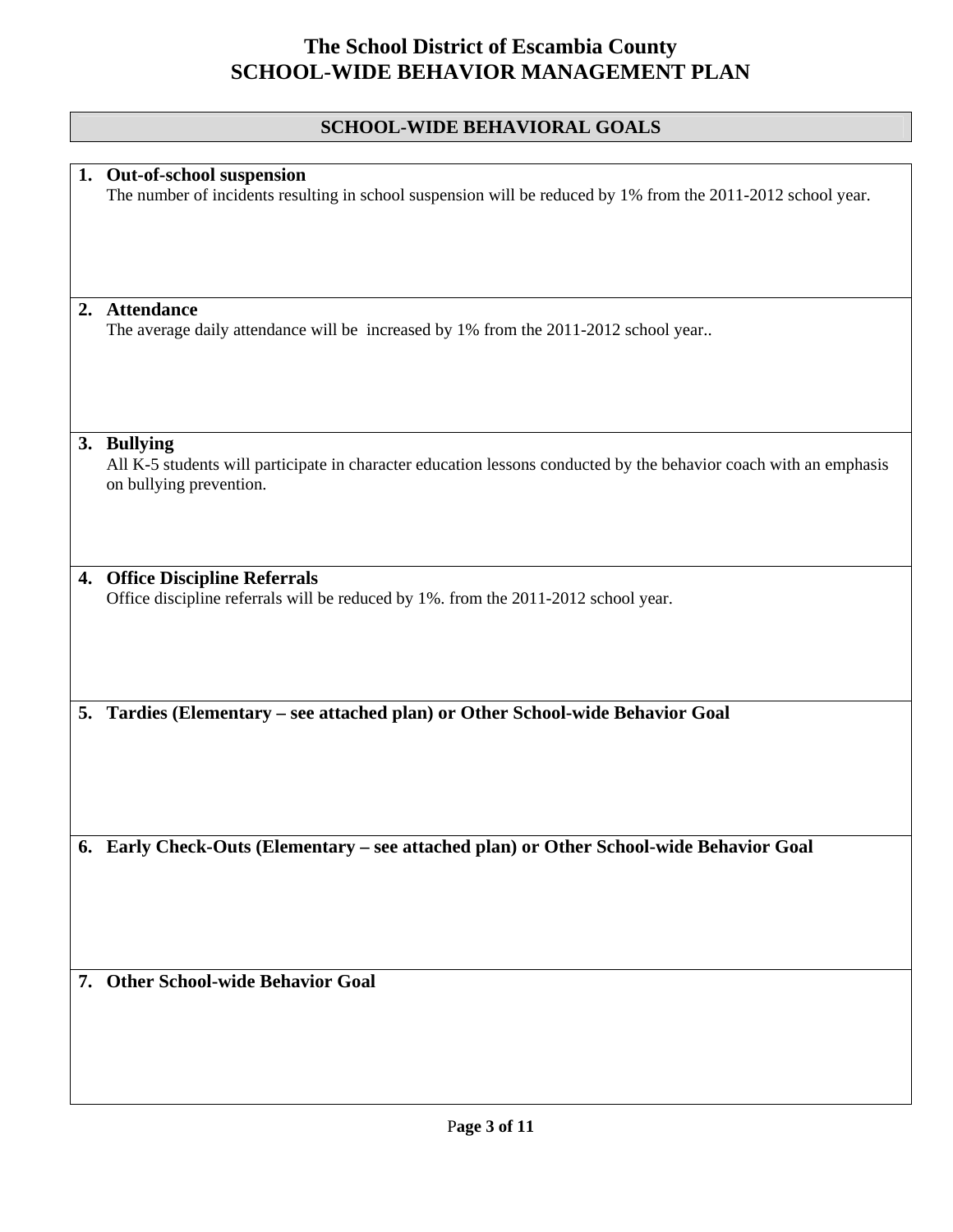# The School District of Escambia County
# SCHOOL-WIDE BEHAVIOR MANAGEMENT PLAN

## SCHOOL-WIDE BEHAVIORAL GOALS

1. **Out-of-school suspension**
   The number of incidents resulting in school suspension will be reduced by 1% from the 2011-2012 school year.

2. **Attendance**
   The average daily attendance will be  increased by 1% from the 2011-2012 school year..

3. **Bullying**
   All K-5 students will participate in character education lessons conducted by the behavior coach with an emphasis on bullying prevention.

4. **Office Discipline Referrals**
   Office discipline referrals will be reduced by 1%. from the 2011-2012 school year.

5. **Tardies (Elementary – see attached plan) or Other School-wide Behavior Goal**

6. **Early Check-Outs (Elementary – see attached plan) or Other School-wide Behavior Goal**

7. **Other School-wide Behavior Goal**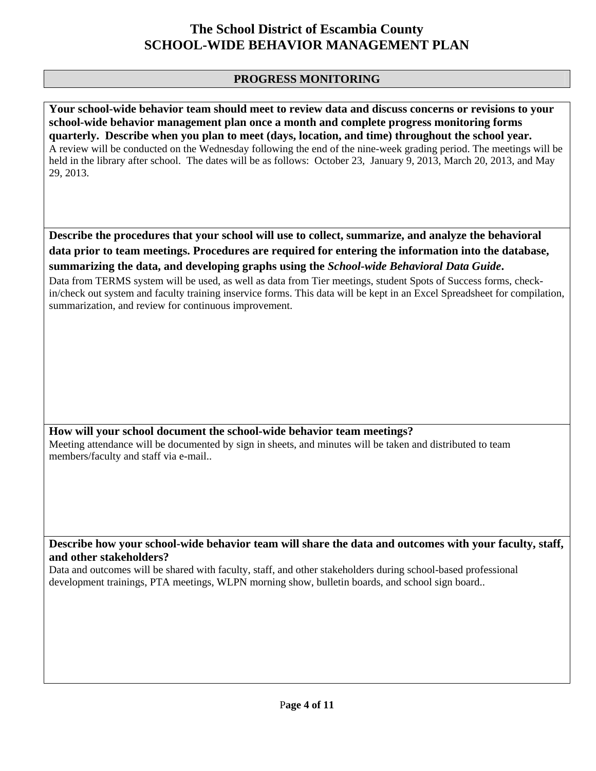# The School District of Escambia County
# SCHOOL-WIDE BEHAVIOR MANAGEMENT PLAN

## PROGRESS MONITORING

**Your school-wide behavior team should meet to review data and discuss concerns or revisions to your school-wide behavior management plan once a month and complete progress monitoring forms quarterly. Describe when you plan to meet (days, location, and time) throughout the school year.**

A review will be conducted on the Wednesday following the end of the nine-week grading period. The meetings will be held in the library after school. The dates will be as follows: October 23, January 9, 2013, March 20, 2013, and May 29, 2013.

**Describe the procedures that your school will use to collect, summarize, and analyze the behavioral data prior to team meetings. Procedures are required for entering the information into the database, summarizing the data, and developing graphs using the *School-wide Behavioral Data Guide*.**

Data from TERMS system will be used, as well as data from Tier meetings, student Spots of Success forms, check-in/check out system and faculty training inservice forms. This data will be kept in an Excel Spreadsheet for compilation, summarization, and review for continuous improvement.

**How will your school document the school-wide behavior team meetings?**

Meeting attendance will be documented by sign in sheets, and minutes will be taken and distributed to team members/faculty and staff via e-mail..

**Describe how your school-wide behavior team will share the data and outcomes with your faculty, staff, and other stakeholders?**

Data and outcomes will be shared with faculty, staff, and other stakeholders during school-based professional development trainings, PTA meetings, WLPN morning show, bulletin boards, and school sign board..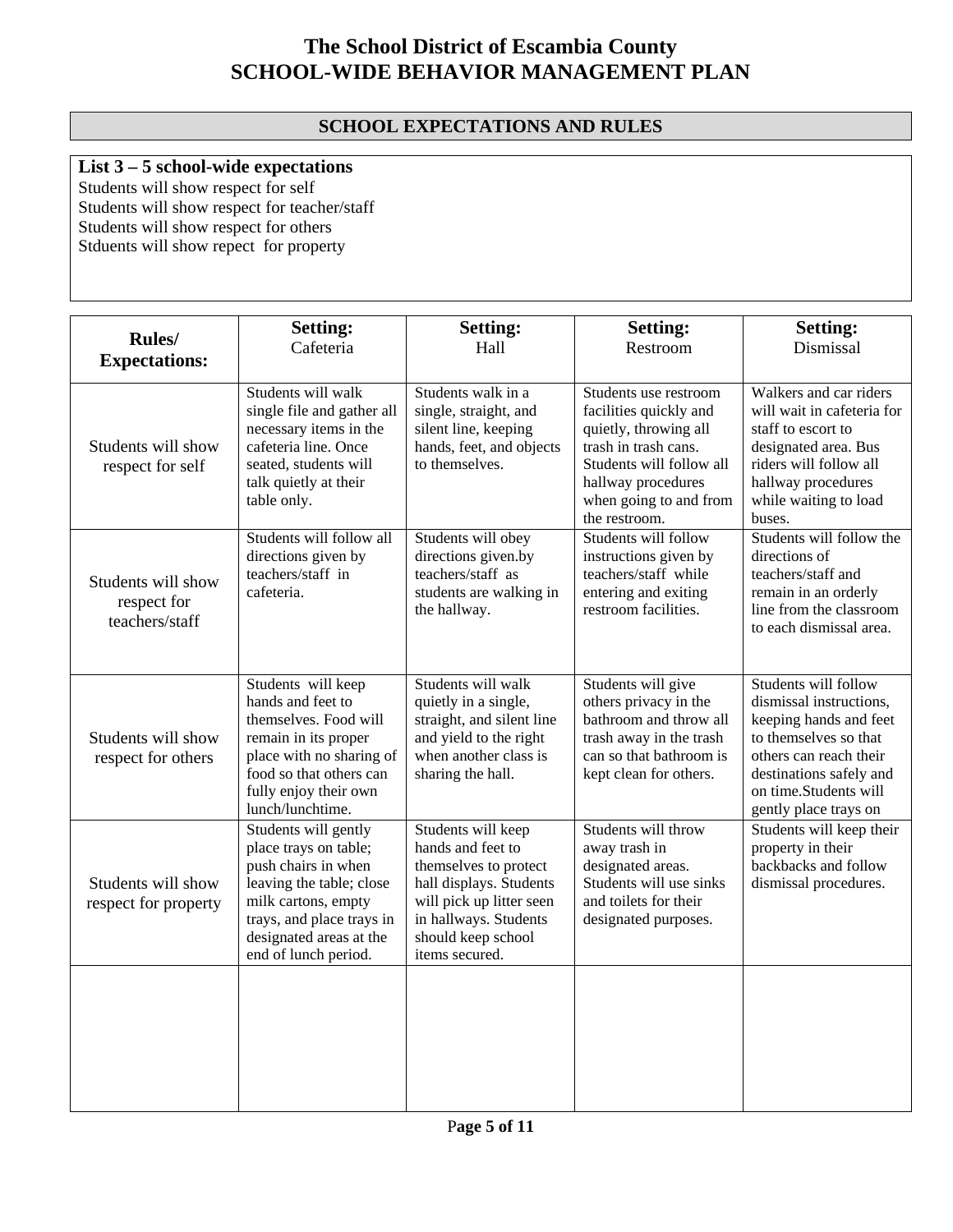# The School District of Escambia County
# SCHOOL-WIDE BEHAVIOR MANAGEMENT PLAN

## SCHOOL EXPECTATIONS AND RULES

**List 3 – 5 school-wide expectations**

Students will show respect for self
Students will show respect for teacher/staff
Students will show respect for others
Stduents will show repect  for property

| **Rules/ Expectations:** | **Setting:** Cafeteria | **Setting:** Hall | **Setting:** Restroom | **Setting:** Dismissal |
|---|---|---|---|---|
| Students will show respect for self | Students will walk single file and gather all necessary items in the cafeteria line. Once seated, students will talk quietly at their table only. | Students walk in a single, straight, and silent line, keeping hands, feet, and objects to themselves. | Students use restroom facilities quickly and quietly, throwing all trash in trash cans. Students will follow all hallway procedures when going to and from the restroom. | Walkers and car riders will wait in cafeteria for staff to escort to designated area. Bus riders will follow all hallway procedures while waiting to load buses. |
| Students will show respect for teachers/staff | Students will follow all directions given by teachers/staff in cafeteria. | Students will obey directions given.by teachers/staff as students are walking in the hallway. | Students will follow instructions given by teachers/staff while entering and exiting restroom facilities. | Students will follow the directions of teachers/staff and remain in an orderly line from the classroom to each dismissal area. |
| Students will show respect for others | Students will keep hands and feet to themselves. Food will remain in its proper place with no sharing of food so that others can fully enjoy their own lunch/lunchtime. | Students will walk quietly in a single, straight, and silent line and yield to the right when another class is sharing the hall. | Students will give others privacy in the bathroom and throw all trash away in the trash can so that bathroom is kept clean for others. | Students will follow dismissal instructions, keeping hands and feet to themselves so that others can reach their destinations safely and on time.Students will gently place trays on |
| Students will show respect for property | Students will gently place trays on table; push chairs in when leaving the table; close milk cartons, empty trays, and place trays in designated areas at the end of lunch period. | Students will keep hands and feet to themselves to protect hall displays. Students will pick up litter seen in hallways. Students should keep school items secured. | Students will throw away trash in designated areas. Students will use sinks and toilets for their designated purposes. | Students will keep their property in their backbacks and follow dismissal procedures. |
| | | | | |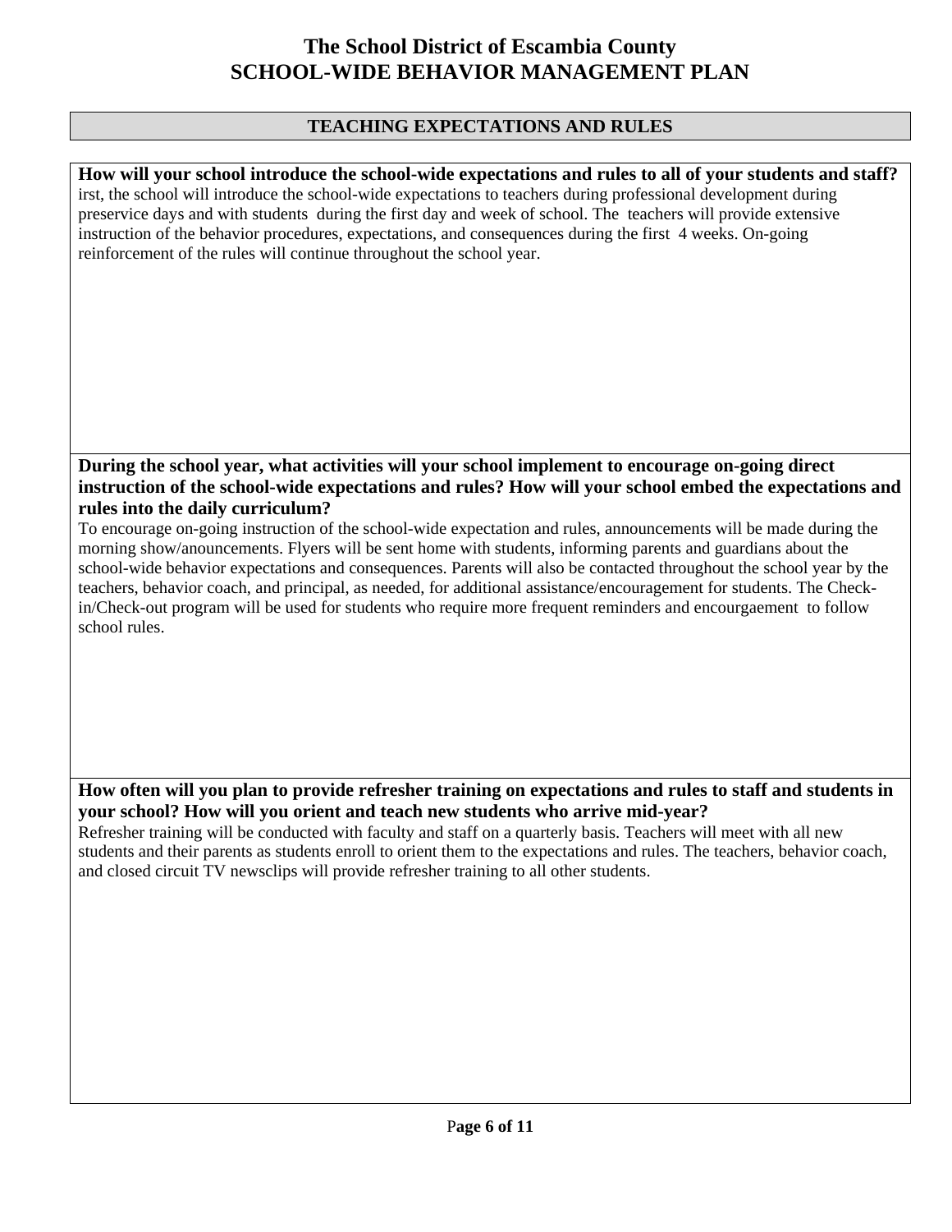# The School District of Escambia County
# SCHOOL-WIDE BEHAVIOR MANAGEMENT PLAN

## TEACHING EXPECTATIONS AND RULES

**How will your school introduce the school-wide expectations and rules to all of your students and staff?**

irst, the school will introduce the school-wide expectations to teachers during professional development during preservice days and with students during the first day and week of school. The teachers will provide extensive instruction of the behavior procedures, expectations, and consequences during the first 4 weeks. On-going reinforcement of the rules will continue throughout the school year.

**During the school year, what activities will your school implement to encourage on-going direct instruction of the school-wide expectations and rules? How will your school embed the expectations and rules into the daily curriculum?**

To encourage on-going instruction of the school-wide expectation and rules, announcements will be made during the morning show/anouncements. Flyers will be sent home with students, informing parents and guardians about the school-wide behavior expectations and consequences. Parents will also be contacted throughout the school year by the teachers, behavior coach, and principal, as needed, for additional assistance/encouragement for students. The Check-in/Check-out program will be used for students who require more frequent reminders and encourgaement to follow school rules.

**How often will you plan to provide refresher training on expectations and rules to staff and students in your school? How will you orient and teach new students who arrive mid-year?**

Refresher training will be conducted with faculty and staff on a quarterly basis. Teachers will meet with all new students and their parents as students enroll to orient them to the expectations and rules. The teachers, behavior coach, and closed circuit TV newsclips will provide refresher training to all other students.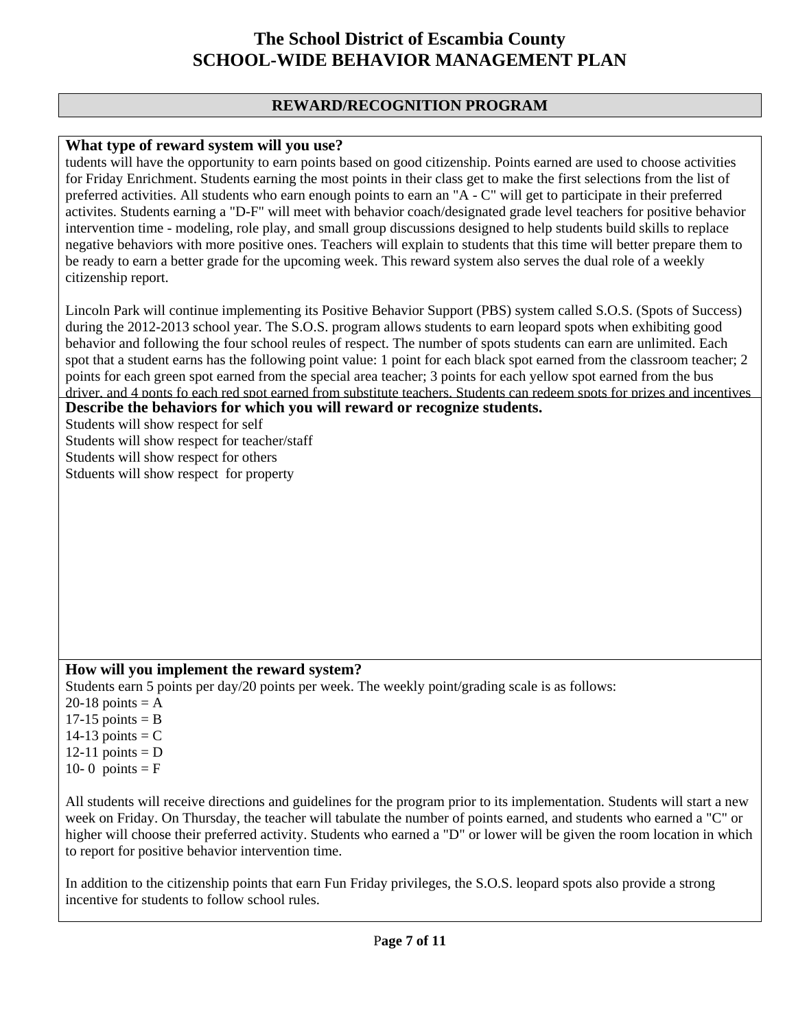# The School District of Escambia County
# SCHOOL-WIDE BEHAVIOR MANAGEMENT PLAN

## REWARD/RECOGNITION PROGRAM

### What type of reward system will you use?

tudents will have the opportunity to earn points based on good citizenship. Points earned are used to choose activities for Friday Enrichment. Students earning the most points in their class get to make the first selections from the list of preferred activities. All students who earn enough points to earn an "A - C" will get to participate in their preferred activites. Students earning a "D-F" will meet with behavior coach/designated grade level teachers for positive behavior intervention time - modeling, role play, and small group discussions designed to help students build skills to replace negative behaviors with more positive ones. Teachers will explain to students that this time will better prepare them to be ready to earn a better grade for the upcoming week. This reward system also serves the dual role of a weekly citizenship report.

Lincoln Park will continue implementing its Positive Behavior Support (PBS) system called S.O.S. (Spots of Success) during the 2012-2013 school year. The S.O.S. program allows students to earn leopard spots when exhibiting good behavior and following the four school reules of respect. The number of spots students can earn are unlimited. Each spot that a student earns has the following point value: 1 point for each black spot earned from the classroom teacher; 2 points for each green spot earned from the special area teacher; 3 points for each yellow spot earned from the bus driver, and 4 ponts fo each red spot earned from substitute teachers. Students can redeem spots for prizes and incentives

### Describe the behaviors for which you will reward or recognize students.

Students will show respect for self
Students will show respect for teacher/staff
Students will show respect for others
Stduents will show respect for property

### How will you implement the reward system?

Students earn 5 points per day/20 points per week. The weekly point/grading scale is as follows:
20-18 points = A
17-15 points = B
14-13 points = C
12-11 points = D
10- 0 points = F

All students will receive directions and guidelines for the program prior to its implementation. Students will start a new week on Friday. On Thursday, the teacher will tabulate the number of points earned, and students who earned a "C" or higher will choose their preferred activity. Students who earned a "D" or lower will be given the room location in which to report for positive behavior intervention time.

In addition to the citizenship points that earn Fun Friday privileges, the S.O.S. leopard spots also provide a strong incentive for students to follow school rules.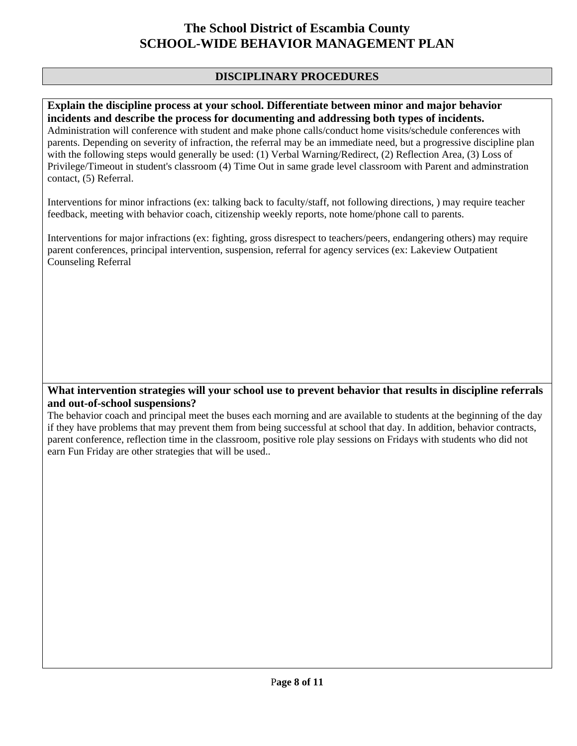# The School District of Escambia County
# SCHOOL-WIDE BEHAVIOR MANAGEMENT PLAN

## DISCIPLINARY PROCEDURES

**Explain the discipline process at your school. Differentiate between minor and major behavior incidents and describe the process for documenting and addressing both types of incidents.**

Administration will conference with student and make phone calls/conduct home visits/schedule conferences with parents. Depending on severity of infraction, the referral may be an immediate need, but a progressive discipline plan with the following steps would generally be used: (1) Verbal Warning/Redirect, (2) Reflection Area, (3) Loss of Privilege/Timeout in student's classroom (4) Time Out in same grade level classroom with Parent and adminstration contact, (5) Referral.

Interventions for minor infractions (ex: talking back to faculty/staff, not following directions, ) may require teacher feedback, meeting with behavior coach, citizenship weekly reports, note home/phone call to parents.

Interventions for major infractions (ex: fighting, gross disrespect to teachers/peers, endangering others) may require parent conferences, principal intervention, suspension, referral for agency services (ex: Lakeview Outpatient Counseling Referral

**What intervention strategies will your school use to prevent behavior that results in discipline referrals and out-of-school suspensions?**

The behavior coach and principal meet the buses each morning and are available to students at the beginning of the day if they have problems that may prevent them from being successful at school that day. In addition, behavior contracts, parent conference, reflection time in the classroom, positive role play sessions on Fridays with students who did not earn Fun Friday are other strategies that will be used..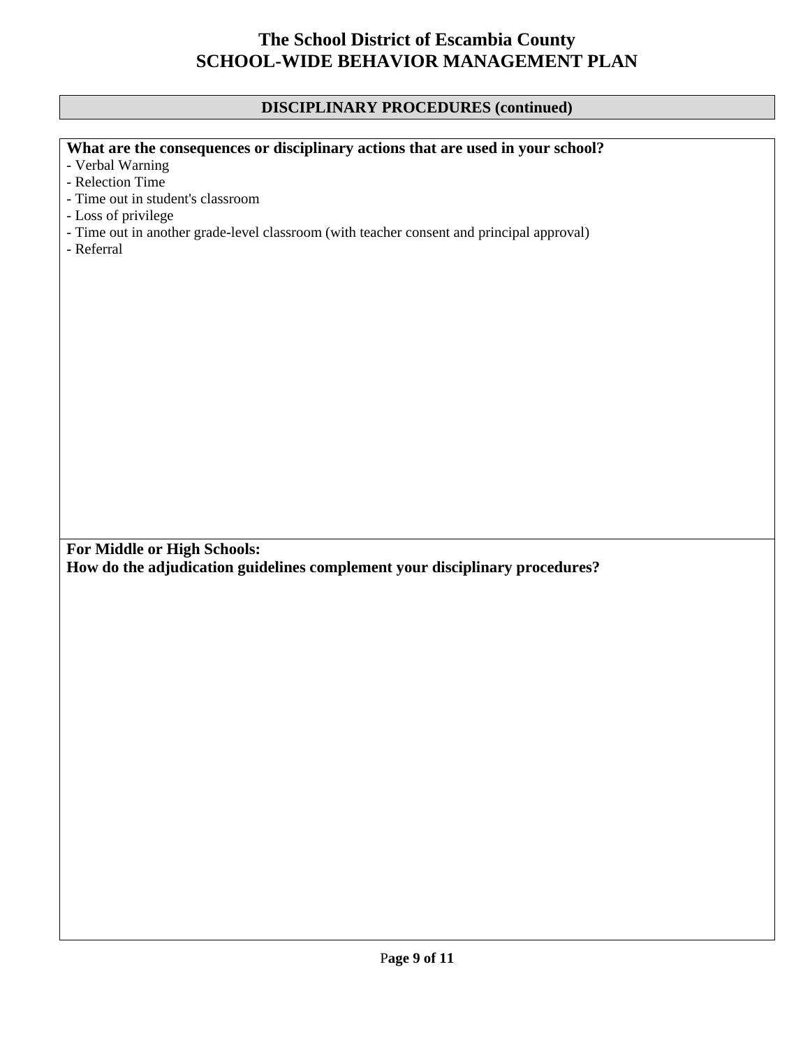# The School District of Escambia County
# SCHOOL-WIDE BEHAVIOR MANAGEMENT PLAN

## DISCIPLINARY PROCEDURES (continued)

**What are the consequences or disciplinary actions that are used in your school?**

- Verbal Warning
- Relection Time
- Time out in student's classroom
- Loss of privilege
- Time out in another grade-level classroom (with teacher consent and principal approval)
- Referral

**For Middle or High Schools:**
**How do the adjudication guidelines complement your disciplinary procedures?**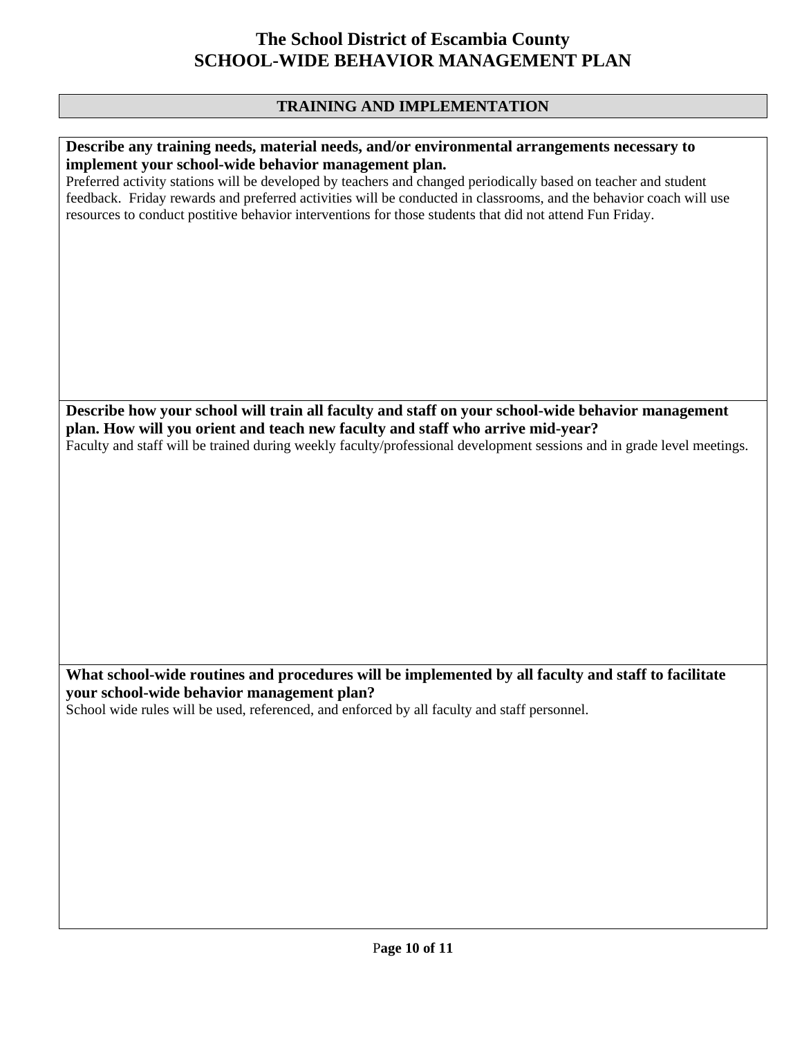# The School District of Escambia County
# SCHOOL-WIDE BEHAVIOR MANAGEMENT PLAN

## TRAINING AND IMPLEMENTATION

**Describe any training needs, material needs, and/or environmental arrangements necessary to implement your school-wide behavior management plan.**

Preferred activity stations will be developed by teachers and changed periodically based on teacher and student feedback. Friday rewards and preferred activities will be conducted in classrooms, and the behavior coach will use resources to conduct postitive behavior interventions for those students that did not attend Fun Friday.

**Describe how your school will train all faculty and staff on your school-wide behavior management plan. How will you orient and teach new faculty and staff who arrive mid-year?**

Faculty and staff will be trained during weekly faculty/professional development sessions and in grade level meetings.

**What school-wide routines and procedures will be implemented by all faculty and staff to facilitate your school-wide behavior management plan?**

School wide rules will be used, referenced, and enforced by all faculty and staff personnel.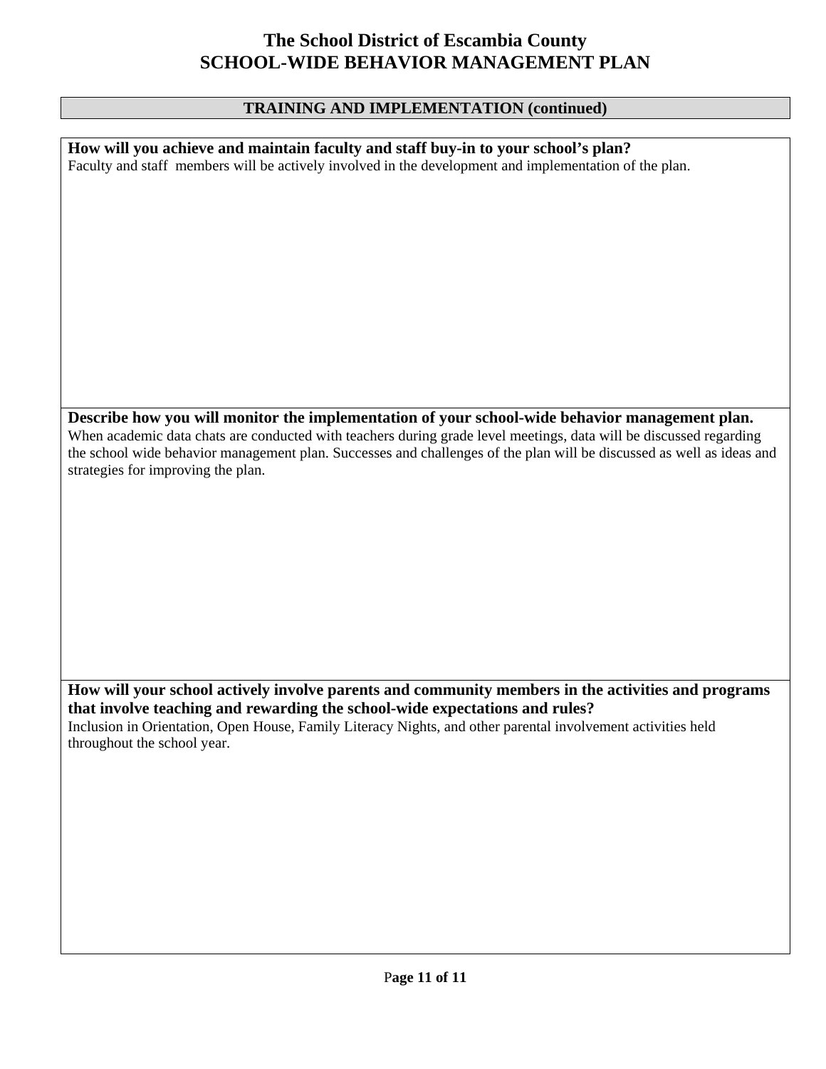# The School District of Escambia County
# SCHOOL-WIDE BEHAVIOR MANAGEMENT PLAN

## TRAINING AND IMPLEMENTATION (continued)

**How will you achieve and maintain faculty and staff buy-in to your school's plan?**

Faculty and staff members will be actively involved in the development and implementation of the plan.

**Describe how you will monitor the implementation of your school-wide behavior management plan.**

When academic data chats are conducted with teachers during grade level meetings, data will be discussed regarding the school wide behavior management plan. Successes and challenges of the plan will be discussed as well as ideas and strategies for improving the plan.

**How will your school actively involve parents and community members in the activities and programs that involve teaching and rewarding the school-wide expectations and rules?**

Inclusion in Orientation, Open House, Family Literacy Nights, and other parental involvement activities held throughout the school year.